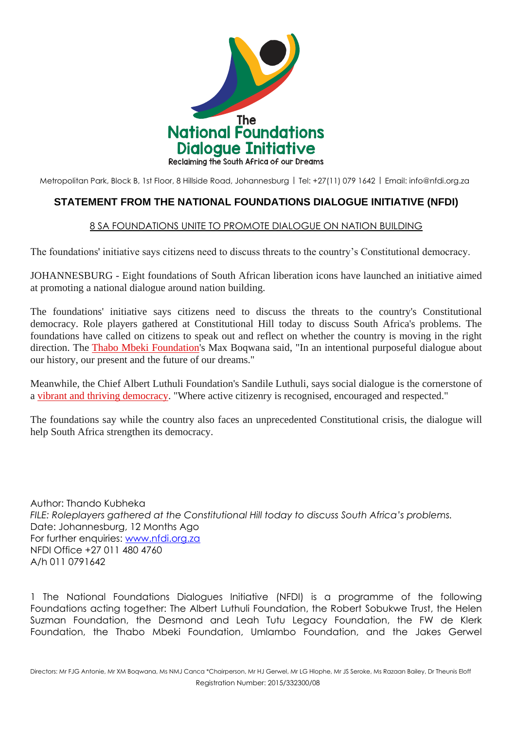The
National Foundations
Dialogue Initiative
Reclaiming the South Africa of our Dreams

Metropolitan Park, Block B, 1st Floor, 8 Hillside Road, Johannesburg | Tel: +27(11) 079 1642 | Email: info@nfdi.org.za

## STATEMENT FROM THE NATIONAL FOUNDATIONS DIALOGUE INITIATIVE (NFDI)

8 SA FOUNDATIONS UNITE TO PROMOTE DIALOGUE ON NATION BUILDING

The foundations' initiative says citizens need to discuss threats to the country's Constitutional democracy.

JOHANNESBURG - Eight foundations of South African liberation icons have launched an initiative aimed at promoting a national dialogue around nation building.

The foundations' initiative says citizens need to discuss the threats to the country's Constitutional democracy. Role players gathered at Constitutional Hill today to discuss South Africa's problems. The foundations have called on citizens to speak out and reflect on whether the country is moving in the right direction. The Thabo Mbeki Foundation's Max Boqwana said, "In an intentional purposeful dialogue about our history, our present and the future of our dreams."

Meanwhile, the Chief Albert Luthuli Foundation's Sandile Luthuli, says social dialogue is the cornerstone of a vibrant and thriving democracy. "Where active citizenry is recognised, encouraged and respected."

The foundations say while the country also faces an unprecedented Constitutional crisis, the dialogue will help South Africa strengthen its democracy.

Author: Thando Kubheka
*FILE: Roleplayers gathered at the Constitutional Hill today to discuss South Africa's problems.*
Date: Johannesburg, 12 Months Ago
For further enquiries: www.nfdi.org.za
NFDI Office +27 011 480 4760
A/h 011 0791642

1 The National Foundations Dialogues Initiative (NFDI) is a programme of the following Foundations acting together: The Albert Luthuli Foundation, the Robert Sobukwe Trust, the Helen Suzman Foundation, the Desmond and Leah Tutu Legacy Foundation, the FW de Klerk Foundation, the Thabo Mbeki Foundation, Umlambo Foundation, and the Jakes Gerwel

Directors: Mr FJG Antonie, Mr XM Boqwana, Ms NMJ Canca \*Chairperson, Mr HJ Gerwel, Mr LG Hlophe, Mr JS Seroke, Ms Razaan Bailey, Dr Theunis Eloff
Registration Number: 2015/332300/08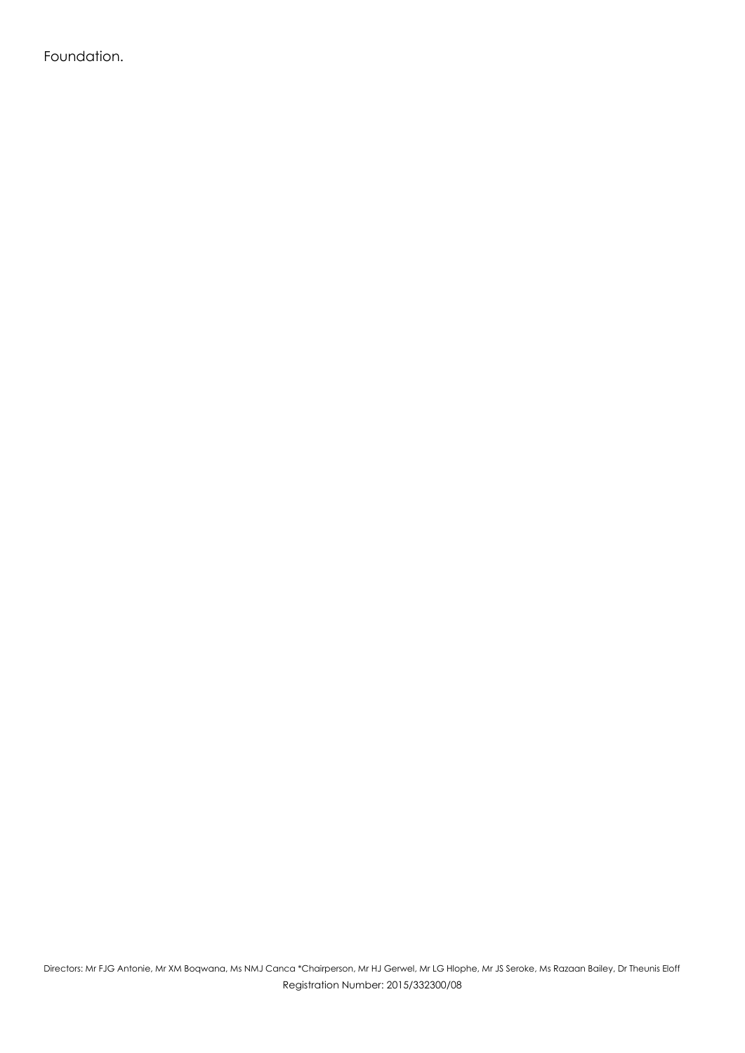Foundation.